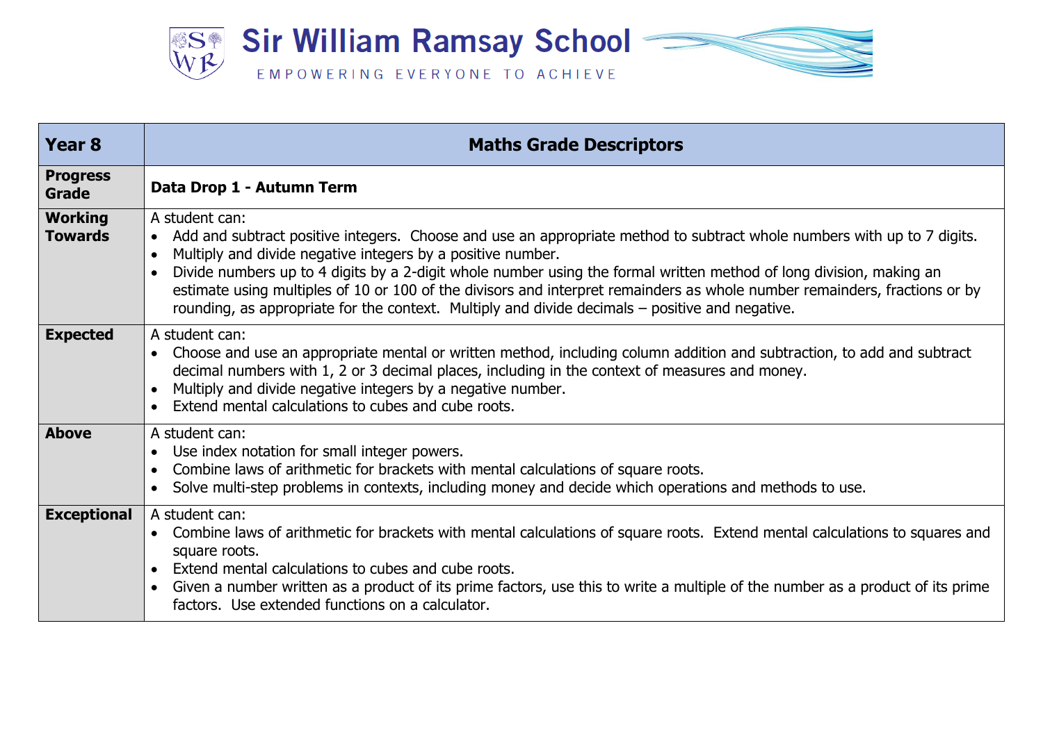# Sir William Ramsay School

EMPOWERING EVERYONE TO ACHIEVE

| Year 8 | Maths Grade Descriptors |
|---|---|
| **Progress Grade** | **Data Drop 1 - Autumn Term** |
| **Working Towards** | A student can:<br>• Add and subtract positive integers. Choose and use an appropriate method to subtract whole numbers with up to 7 digits.<br>• Multiply and divide negative integers by a positive number.<br>• Divide numbers up to 4 digits by a 2-digit whole number using the formal written method of long division, making an estimate using multiples of 10 or 100 of the divisors and interpret remainders as whole number remainders, fractions or by rounding, as appropriate for the context. Multiply and divide decimals – positive and negative. |
| **Expected** | A student can:<br>• Choose and use an appropriate mental or written method, including column addition and subtraction, to add and subtract decimal numbers with 1, 2 or 3 decimal places, including in the context of measures and money.<br>• Multiply and divide negative integers by a negative number.<br>• Extend mental calculations to cubes and cube roots. |
| **Above** | A student can:<br>• Use index notation for small integer powers.<br>• Combine laws of arithmetic for brackets with mental calculations of square roots.<br>• Solve multi-step problems in contexts, including money and decide which operations and methods to use. |
| **Exceptional** | A student can:<br>• Combine laws of arithmetic for brackets with mental calculations of square roots. Extend mental calculations to squares and square roots.<br>• Extend mental calculations to cubes and cube roots.<br>• Given a number written as a product of its prime factors, use this to write a multiple of the number as a product of its prime factors. Use extended functions on a calculator. |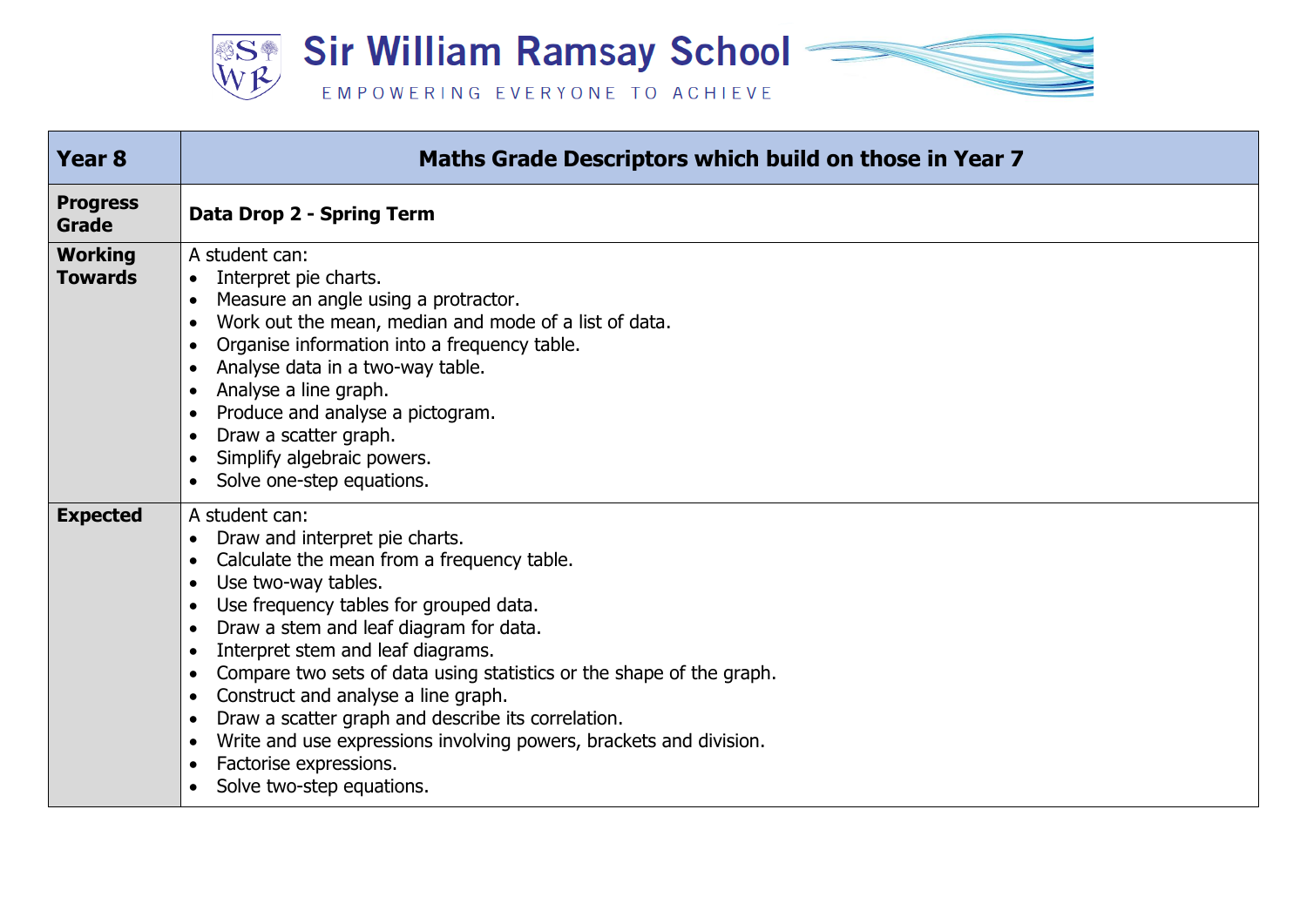| Year 8 | Maths Grade Descriptors which build on those in Year 7 |
|---|---|
| **Progress Grade** | **Data Drop 2 - Spring Term** |
| **Working Towards** | A student can:<br>• Interpret pie charts.<br>• Measure an angle using a protractor.<br>• Work out the mean, median and mode of a list of data.<br>• Organise information into a frequency table.<br>• Analyse data in a two-way table.<br>• Analyse a line graph.<br>• Produce and analyse a pictogram.<br>• Draw a scatter graph.<br>• Simplify algebraic powers.<br>• Solve one-step equations. |
| **Expected** | A student can:<br>• Draw and interpret pie charts.<br>• Calculate the mean from a frequency table.<br>• Use two-way tables.<br>• Use frequency tables for grouped data.<br>• Draw a stem and leaf diagram for data.<br>• Interpret stem and leaf diagrams.<br>• Compare two sets of data using statistics or the shape of the graph.<br>• Construct and analyse a line graph.<br>• Draw a scatter graph and describe its correlation.<br>• Write and use expressions involving powers, brackets and division.<br>• Factorise expressions.<br>• Solve two-step equations. |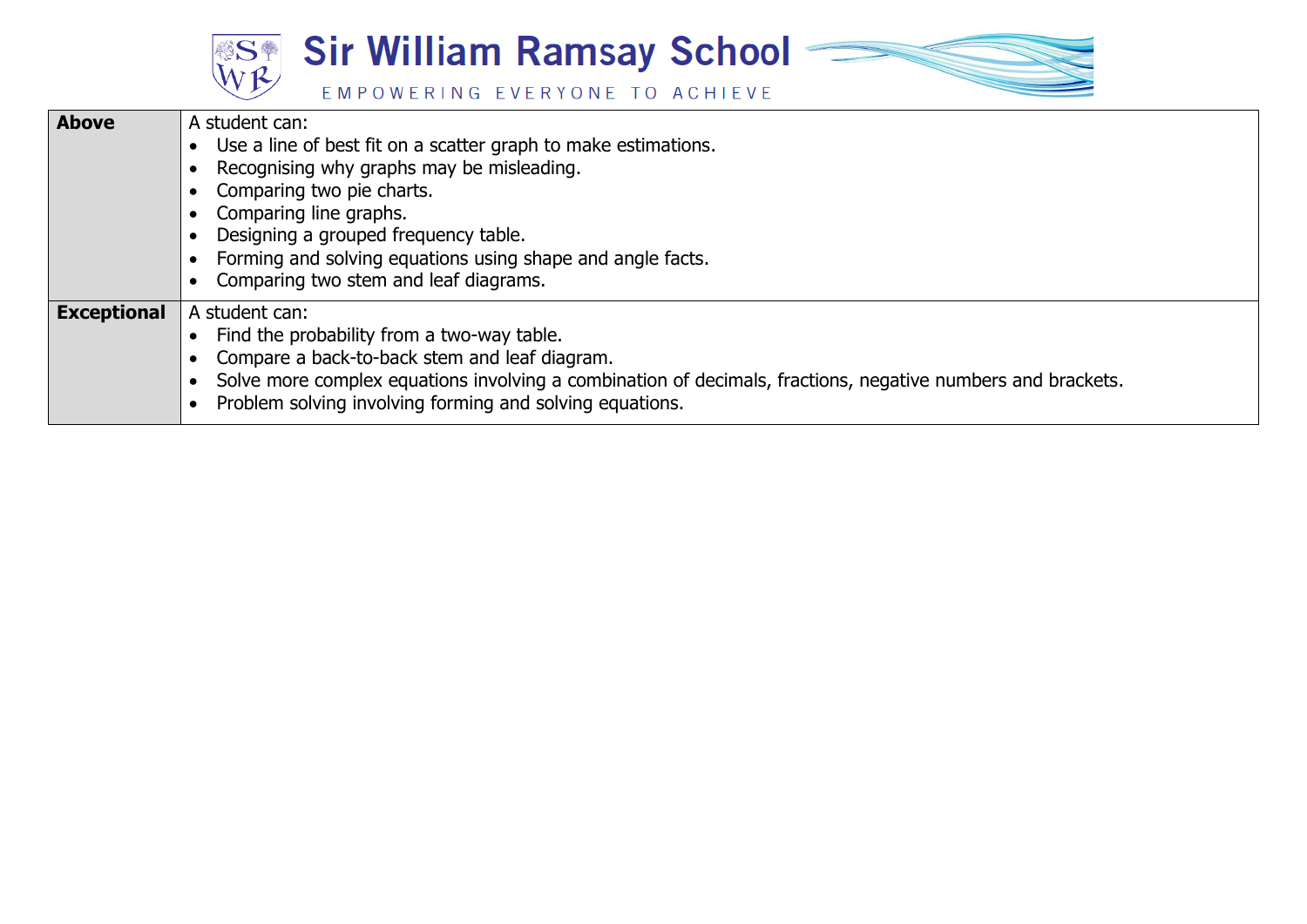| | |
|---|---|
| **Above** | A student can:<br>• Use a line of best fit on a scatter graph to make estimations.<br>• Recognising why graphs may be misleading.<br>• Comparing two pie charts.<br>• Comparing line graphs.<br>• Designing a grouped frequency table.<br>• Forming and solving equations using shape and angle facts.<br>• Comparing two stem and leaf diagrams. |
| **Exceptional** | A student can:<br>• Find the probability from a two-way table.<br>• Compare a back-to-back stem and leaf diagram.<br>• Solve more complex equations involving a combination of decimals, fractions, negative numbers and brackets.<br>• Problem solving involving forming and solving equations. |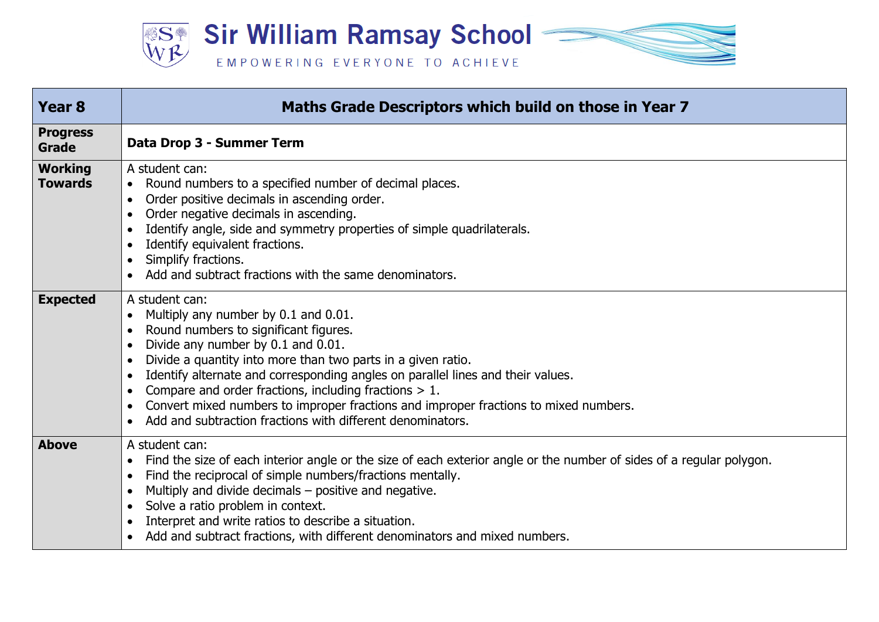# Sir William Ramsay School

EMPOWERING EVERYONE TO ACHIEVE

| Year 8 | Maths Grade Descriptors which build on those in Year 7 |
|---|---|
| **Progress Grade** | **Data Drop 3 - Summer Term** |
| **Working Towards** | A student can:<br>• Round numbers to a specified number of decimal places.<br>• Order positive decimals in ascending order.<br>• Order negative decimals in ascending.<br>• Identify angle, side and symmetry properties of simple quadrilaterals.<br>• Identify equivalent fractions.<br>• Simplify fractions.<br>• Add and subtract fractions with the same denominators. |
| **Expected** | A student can:<br>• Multiply any number by 0.1 and 0.01.<br>• Round numbers to significant figures.<br>• Divide any number by 0.1 and 0.01.<br>• Divide a quantity into more than two parts in a given ratio.<br>• Identify alternate and corresponding angles on parallel lines and their values.<br>• Compare and order fractions, including fractions > 1.<br>• Convert mixed numbers to improper fractions and improper fractions to mixed numbers.<br>• Add and subtraction fractions with different denominators. |
| **Above** | A student can:<br>• Find the size of each interior angle or the size of each exterior angle or the number of sides of a regular polygon.<br>• Find the reciprocal of simple numbers/fractions mentally.<br>• Multiply and divide decimals – positive and negative.<br>• Solve a ratio problem in context.<br>• Interpret and write ratios to describe a situation.<br>• Add and subtract fractions, with different denominators and mixed numbers. |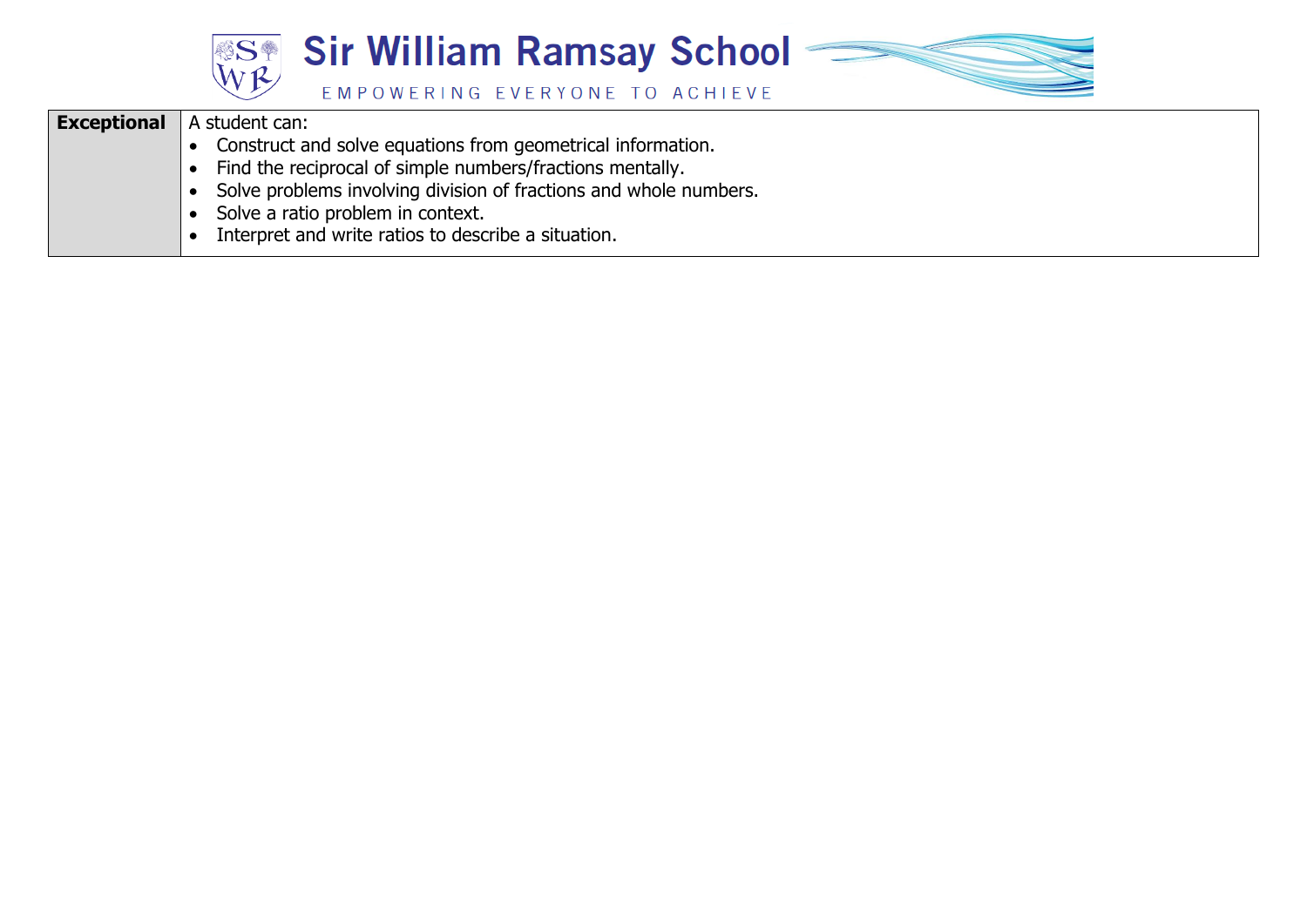| | |
|---|---|
| **Exceptional** | A student can:<br>• Construct and solve equations from geometrical information.<br>• Find the reciprocal of simple numbers/fractions mentally.<br>• Solve problems involving division of fractions and whole numbers.<br>• Solve a ratio problem in context.<br>• Interpret and write ratios to describe a situation. |